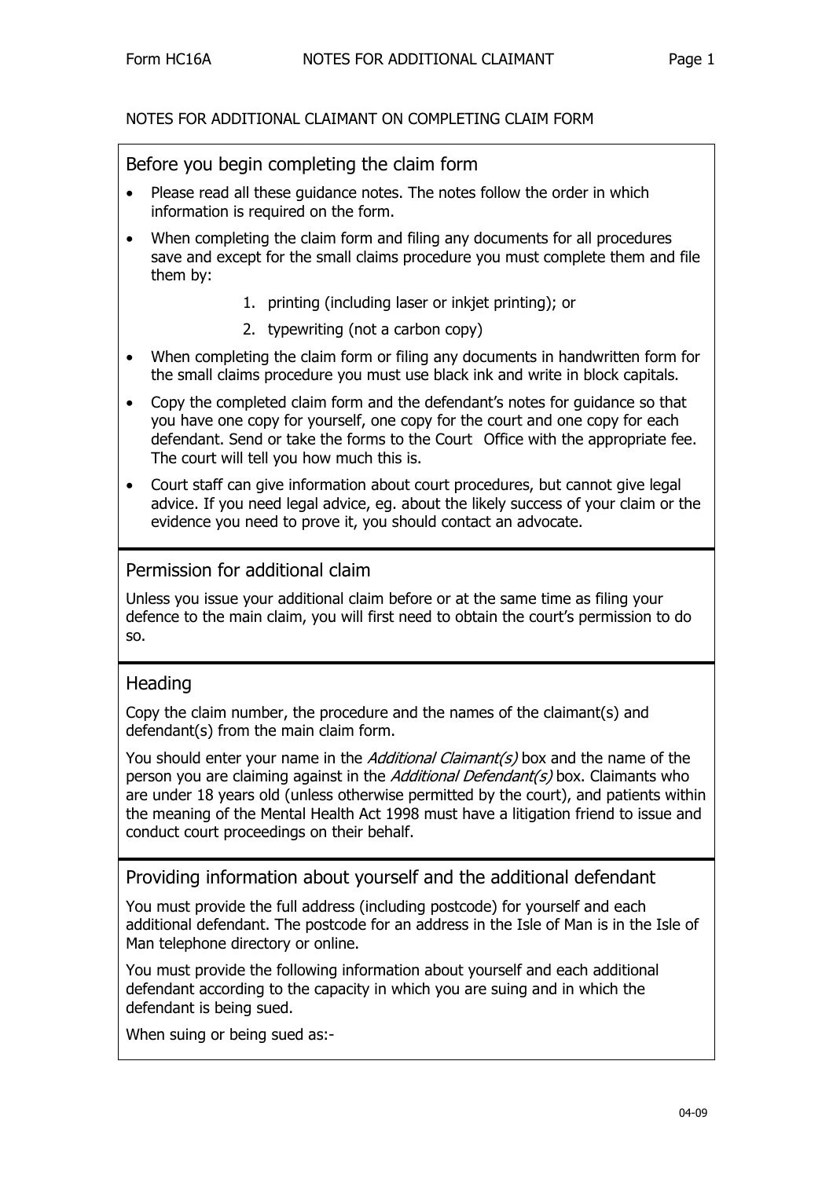NOTES FOR ADDITIONAL CLAIMANT ON COMPLETING CLAIM FORM

## Before you begin completing the claim form

- Please read all these guidance notes. The notes follow the order in which information is required on the form.
- When completing the claim form and filing any documents for all procedures save and except for the small claims procedure you must complete them and file them by:
  1. printing (including laser or inkjet printing); or
  2. typewriting (not a carbon copy)
- When completing the claim form or filing any documents in handwritten form for the small claims procedure you must use black ink and write in block capitals.
- Copy the completed claim form and the defendant's notes for guidance so that you have one copy for yourself, one copy for the court and one copy for each defendant. Send or take the forms to the Court Office with the appropriate fee. The court will tell you how much this is.
- Court staff can give information about court procedures, but cannot give legal advice. If you need legal advice, eg. about the likely success of your claim or the evidence you need to prove it, you should contact an advocate.

## Permission for additional claim

Unless you issue your additional claim before or at the same time as filing your defence to the main claim, you will first need to obtain the court's permission to do so.

## Heading

Copy the claim number, the procedure and the names of the claimant(s) and defendant(s) from the main claim form.

You should enter your name in the *Additional Claimant(s)* box and the name of the person you are claiming against in the *Additional Defendant(s)* box. Claimants who are under 18 years old (unless otherwise permitted by the court), and patients within the meaning of the Mental Health Act 1998 must have a litigation friend to issue and conduct court proceedings on their behalf.

## Providing information about yourself and the additional defendant

You must provide the full address (including postcode) for yourself and each additional defendant. The postcode for an address in the Isle of Man is in the Isle of Man telephone directory or online.

You must provide the following information about yourself and each additional defendant according to the capacity in which you are suing and in which the defendant is being sued.

When suing or being sued as:-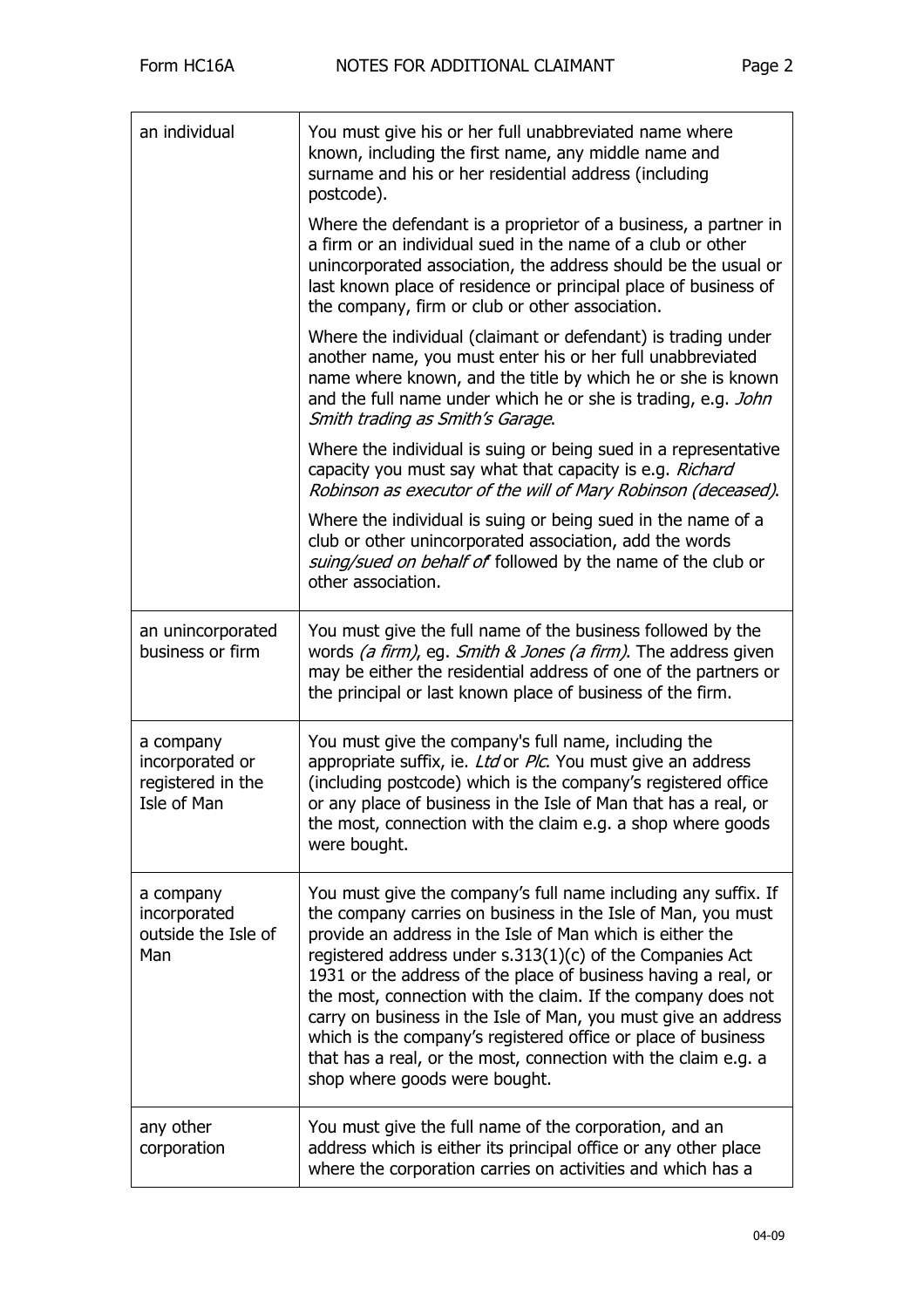| | |
|---|---|
| an individual | You must give his or her full unabbreviated name where known, including the first name, any middle name and surname and his or her residential address (including postcode).<br><br>Where the defendant is a proprietor of a business, a partner in a firm or an individual sued in the name of a club or other unincorporated association, the address should be the usual or last known place of residence or principal place of business of the company, firm or club or other association.<br><br>Where the individual (claimant or defendant) is trading under another name, you must enter his or her full unabbreviated name where known, and the title by which he or she is known and the full name under which he or she is trading, e.g. *John Smith trading as Smith's Garage*.<br><br>Where the individual is suing or being sued in a representative capacity you must say what that capacity is e.g. *Richard Robinson as executor of the will of Mary Robinson (deceased)*.<br><br>Where the individual is suing or being sued in the name of a club or other unincorporated association, add the words *suing/sued on behalf of* followed by the name of the club or other association. |
| an unincorporated business or firm | You must give the full name of the business followed by the words *(a firm)*, eg. *Smith & Jones (a firm)*. The address given may be either the residential address of one of the partners or the principal or last known place of business of the firm. |
| a company incorporated or registered in the Isle of Man | You must give the company's full name, including the appropriate suffix, ie. *Ltd* or *Plc*. You must give an address (including postcode) which is the company's registered office or any place of business in the Isle of Man that has a real, or the most, connection with the claim e.g. a shop where goods were bought. |
| a company incorporated outside the Isle of Man | You must give the company's full name including any suffix. If the company carries on business in the Isle of Man, you must provide an address in the Isle of Man which is either the registered address under s.313(1)(c) of the Companies Act 1931 or the address of the place of business having a real, or the most, connection with the claim. If the company does not carry on business in the Isle of Man, you must give an address which is the company's registered office or place of business that has a real, or the most, connection with the claim e.g. a shop where goods were bought. |
| any other corporation | You must give the full name of the corporation, and an address which is either its principal office or any other place where the corporation carries on activities and which has a |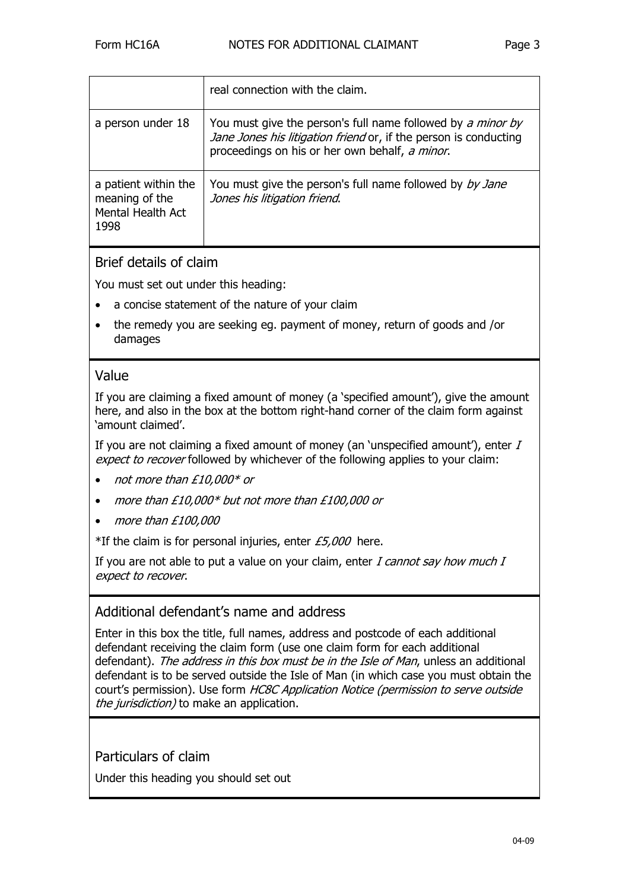| | |
|---|---|
| | real connection with the claim. |
| a person under 18 | You must give the person's full name followed by *a minor by Jane Jones his litigation friend* or, if the person is conducting proceedings on his or her own behalf, *a minor*. |
| a patient within the meaning of the Mental Health Act 1998 | You must give the person's full name followed by *by Jane Jones his litigation friend*. |

## Brief details of claim

You must set out under this heading:

- a concise statement of the nature of your claim
- the remedy you are seeking eg. payment of money, return of goods and /or damages

## Value

If you are claiming a fixed amount of money (a 'specified amount'), give the amount here, and also in the box at the bottom right-hand corner of the claim form against 'amount claimed'.

If you are not claiming a fixed amount of money (an 'unspecified amount'), enter *I expect to recover* followed by whichever of the following applies to your claim:

- *not more than £10,000* or*
- *more than £10,000* but not more than £100,000 or*
- *more than £100,000*

*If the claim is for personal injuries, enter *£5,000* here.

If you are not able to put a value on your claim, enter *I cannot say how much I expect to recover*.

## Additional defendant's name and address

Enter in this box the title, full names, address and postcode of each additional defendant receiving the claim form (use one claim form for each additional defendant). *The address in this box must be in the Isle of Man*, unless an additional defendant is to be served outside the Isle of Man (in which case you must obtain the court's permission). Use form *HC8C Application Notice (permission to serve outside the jurisdiction)* to make an application.

## Particulars of claim

Under this heading you should set out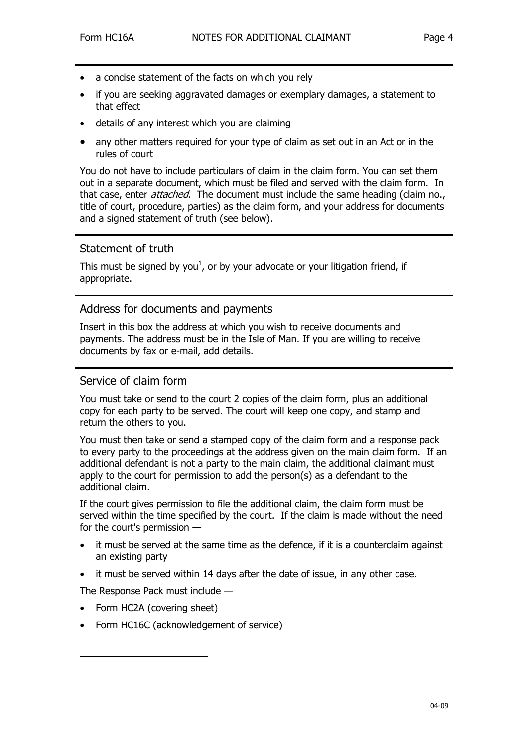- a concise statement of the facts on which you rely
- if you are seeking aggravated damages or exemplary damages, a statement to that effect
- details of any interest which you are claiming
- any other matters required for your type of claim as set out in an Act or in the rules of court

You do not have to include particulars of claim in the claim form. You can set them out in a separate document, which must be filed and served with the claim form. In that case, enter *attached*. The document must include the same heading (claim no., title of court, procedure, parties) as the claim form, and your address for documents and a signed statement of truth (see below).

## Statement of truth

This must be signed by you[1], or by your advocate or your litigation friend, if appropriate.

## Address for documents and payments

Insert in this box the address at which you wish to receive documents and payments. The address must be in the Isle of Man. If you are willing to receive documents by fax or e-mail, add details.

## Service of claim form

You must take or send to the court 2 copies of the claim form, plus an additional copy for each party to be served. The court will keep one copy, and stamp and return the others to you.

You must then take or send a stamped copy of the claim form and a response pack to every party to the proceedings at the address given on the main claim form. If an additional defendant is not a party to the main claim, the additional claimant must apply to the court for permission to add the person(s) as a defendant to the additional claim.

If the court gives permission to file the additional claim, the claim form must be served within the time specified by the court. If the claim is made without the need for the court's permission —

- it must be served at the same time as the defence, if it is a counterclaim against an existing party
- it must be served within 14 days after the date of issue, in any other case.

The Response Pack must include —

- Form HC2A (covering sheet)
- Form HC16C (acknowledgement of service)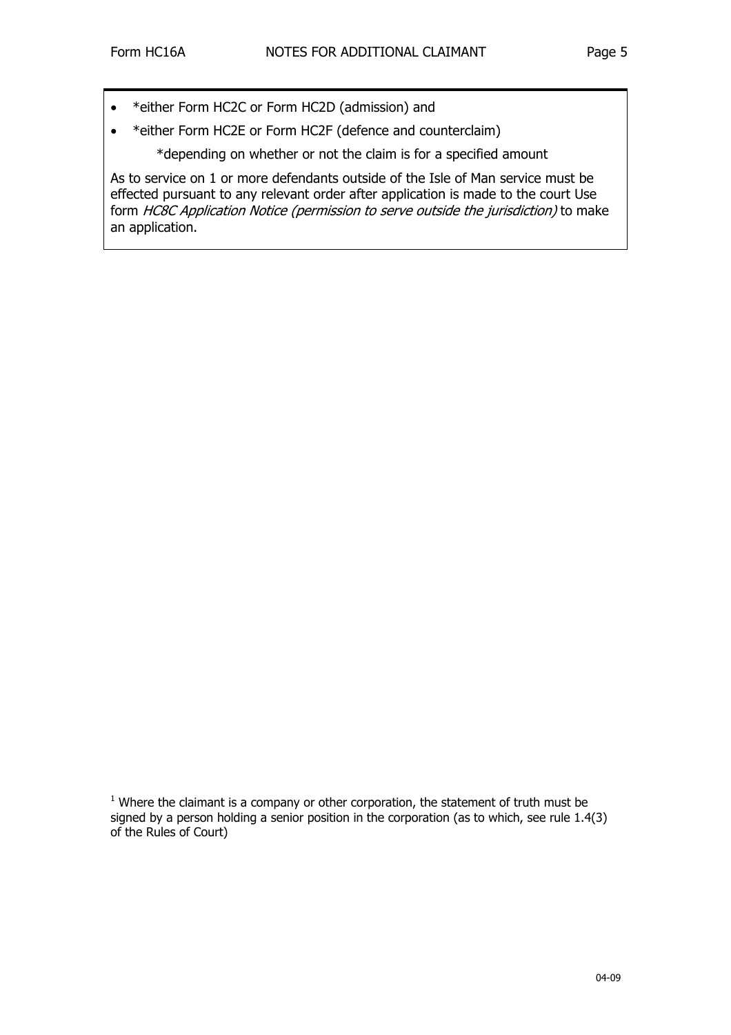- *either Form HC2C or Form HC2D (admission) and
- *either Form HC2E or Form HC2F (defence and counterclaim)

    *depending on whether or not the claim is for a specified amount

As to service on 1 or more defendants outside of the Isle of Man service must be effected pursuant to any relevant order after application is made to the court Use form *HC8C Application Notice (permission to serve outside the jurisdiction)* to make an application.

[1] Where the claimant is a company or other corporation, the statement of truth must be signed by a person holding a senior position in the corporation (as to which, see rule 1.4(3) of the Rules of Court)

04-09